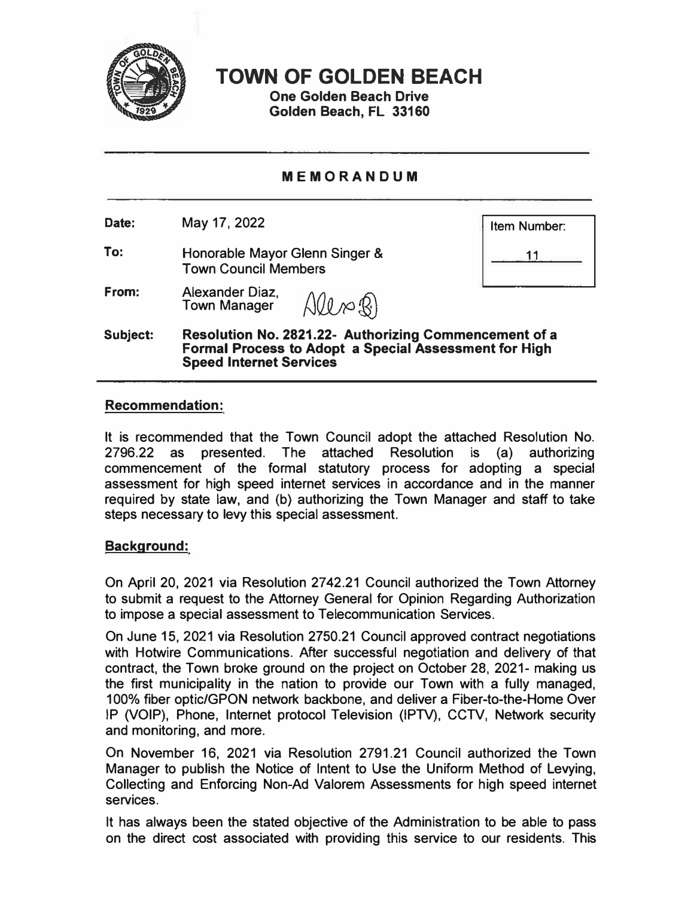# TOWN OF GOLDEN BEACH

**One Golden Beach Drive**
**Golden Beach, FL 33160**

## MEMORANDUM

**Date:** May 17, 2022

**Item Number:** 11

**To:** Honorable Mayor Glenn Singer & Town Council Members

**From:** Alexander Diaz, Town Manager

**Subject:** **Resolution No. 2821.22- Authorizing Commencement of a Formal Process to Adopt a Special Assessment for High Speed Internet Services**

## Recommendation:

It is recommended that the Town Council adopt the attached Resolution No. 2796.22 as presented. The attached Resolution is (a) authorizing commencement of the formal statutory process for adopting a special assessment for high speed internet services in accordance and in the manner required by state law, and (b) authorizing the Town Manager and staff to take steps necessary to levy this special assessment.

## Background:

On April 20, 2021 via Resolution 2742.21 Council authorized the Town Attorney to submit a request to the Attorney General for Opinion Regarding Authorization to impose a special assessment to Telecommunication Services.

On June 15, 2021 via Resolution 2750.21 Council approved contract negotiations with Hotwire Communications. After successful negotiation and delivery of that contract, the Town broke ground on the project on October 28, 2021- making us the first municipality in the nation to provide our Town with a fully managed, 100% fiber optic/GPON network backbone, and deliver a Fiber-to-the-Home Over IP (VOIP), Phone, Internet protocol Television (IPTV), CCTV, Network security and monitoring, and more.

On November 16, 2021 via Resolution 2791.21 Council authorized the Town Manager to publish the Notice of Intent to Use the Uniform Method of Levying, Collecting and Enforcing Non-Ad Valorem Assessments for high speed internet services.

It has always been the stated objective of the Administration to be able to pass on the direct cost associated with providing this service to our residents. This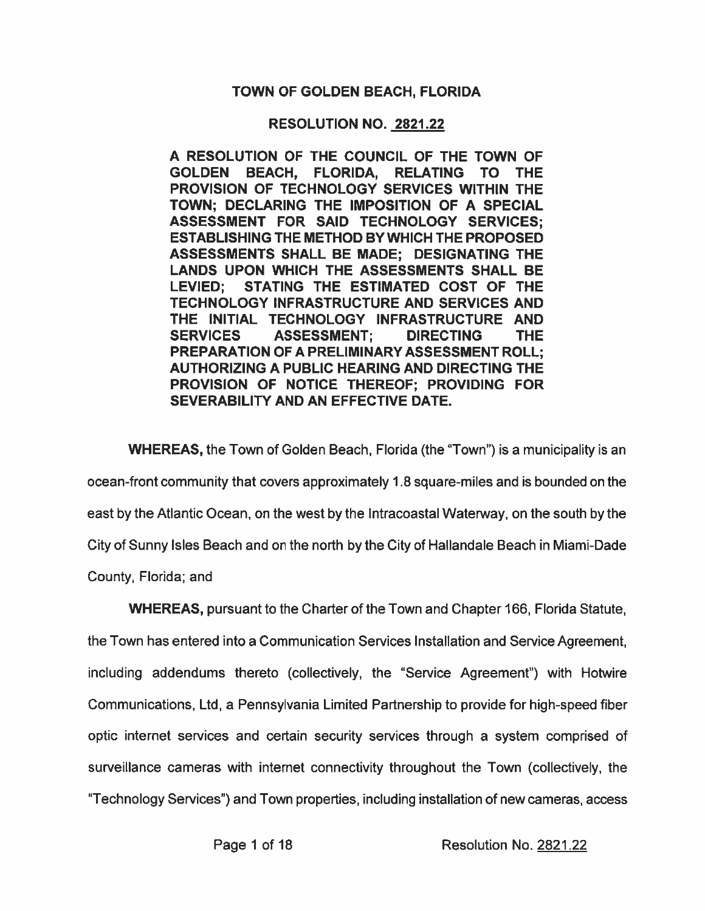# TOWN OF GOLDEN BEACH, FLORIDA

## RESOLUTION NO. 2821.22

**A RESOLUTION OF THE COUNCIL OF THE TOWN OF GOLDEN BEACH, FLORIDA, RELATING TO THE PROVISION OF TECHNOLOGY SERVICES WITHIN THE TOWN; DECLARING THE IMPOSITION OF A SPECIAL ASSESSMENT FOR SAID TECHNOLOGY SERVICES; ESTABLISHING THE METHOD BY WHICH THE PROPOSED ASSESSMENTS SHALL BE MADE; DESIGNATING THE LANDS UPON WHICH THE ASSESSMENTS SHALL BE LEVIED; STATING THE ESTIMATED COST OF THE TECHNOLOGY INFRASTRUCTURE AND SERVICES AND THE INITIAL TECHNOLOGY INFRASTRUCTURE AND SERVICES ASSESSMENT; DIRECTING THE PREPARATION OF A PRELIMINARY ASSESSMENT ROLL; AUTHORIZING A PUBLIC HEARING AND DIRECTING THE PROVISION OF NOTICE THEREOF; PROVIDING FOR SEVERABILITY AND AN EFFECTIVE DATE.**

**WHEREAS,** the Town of Golden Beach, Florida (the "Town") is a municipality is an ocean-front community that covers approximately 1.8 square-miles and is bounded on the east by the Atlantic Ocean, on the west by the Intracoastal Waterway, on the south by the City of Sunny Isles Beach and on the north by the City of Hallandale Beach in Miami-Dade County, Florida; and

**WHEREAS,** pursuant to the Charter of the Town and Chapter 166, Florida Statute, the Town has entered into a Communication Services Installation and Service Agreement, including addendums thereto (collectively, the "Service Agreement") with Hotwire Communications, Ltd, a Pennsylvania Limited Partnership to provide for high-speed fiber optic internet services and certain security services through a system comprised of surveillance cameras with internet connectivity throughout the Town (collectively, the "Technology Services") and Town properties, including installation of new cameras, access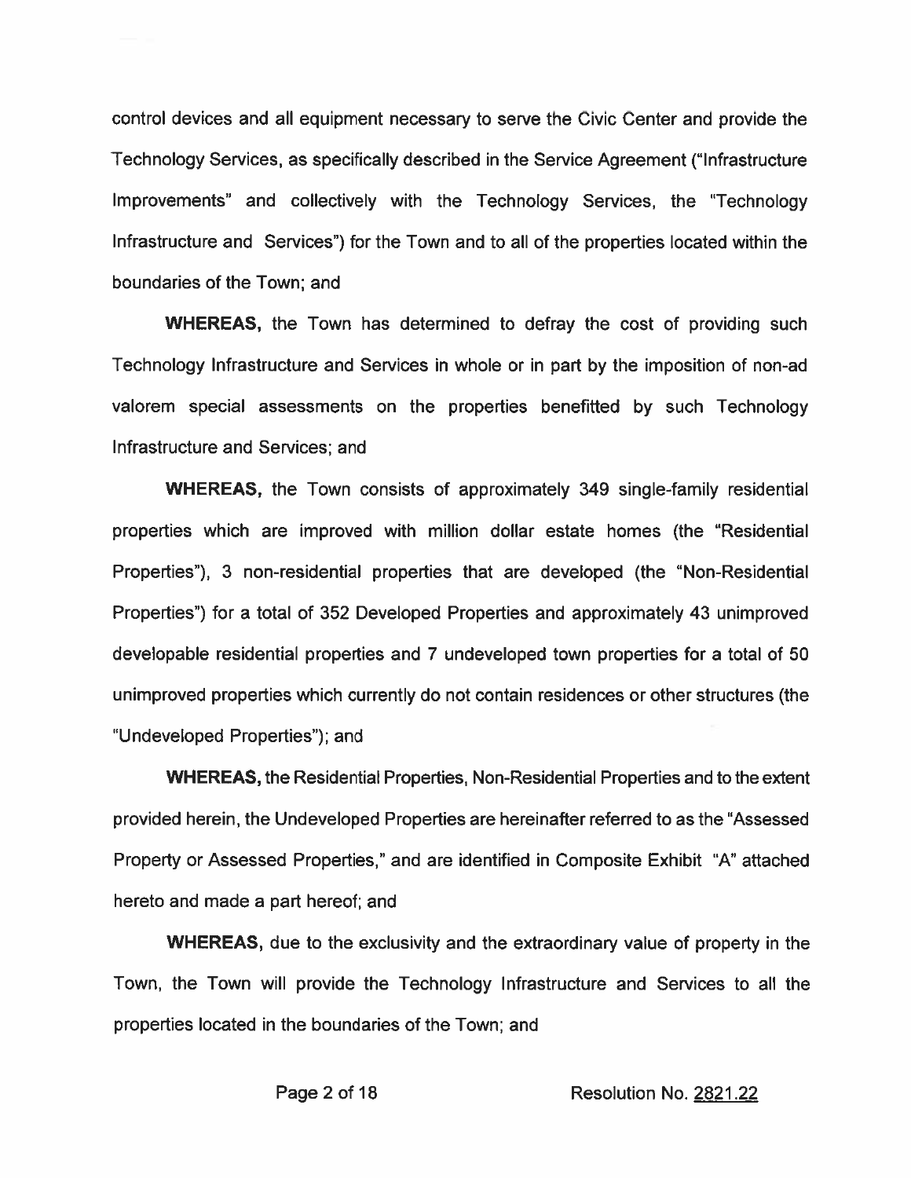control devices and all equipment necessary to serve the Civic Center and provide the Technology Services, as specifically described in the Service Agreement ("Infrastructure Improvements" and collectively with the Technology Services, the "Technology Infrastructure and Services") for the Town and to all of the properties located within the boundaries of the Town; and

**WHEREAS,** the Town has determined to defray the cost of providing such Technology Infrastructure and Services in whole or in part by the imposition of non-ad valorem special assessments on the properties benefitted by such Technology Infrastructure and Services; and

**WHEREAS,** the Town consists of approximately 349 single-family residential properties which are improved with million dollar estate homes (the "Residential Properties"), 3 non-residential properties that are developed (the "Non-Residential Properties") for a total of 352 Developed Properties and approximately 43 unimproved developable residential properties and 7 undeveloped town properties for a total of 50 unimproved properties which currently do not contain residences or other structures (the "Undeveloped Properties"); and

**WHEREAS,** the Residential Properties, Non-Residential Properties and to the extent provided herein, the Undeveloped Properties are hereinafter referred to as the "Assessed Property or Assessed Properties," and are identified in Composite Exhibit "A" attached hereto and made a part hereof; and

**WHEREAS,** due to the exclusivity and the extraordinary value of property in the Town, the Town will provide the Technology Infrastructure and Services to all the properties located in the boundaries of the Town; and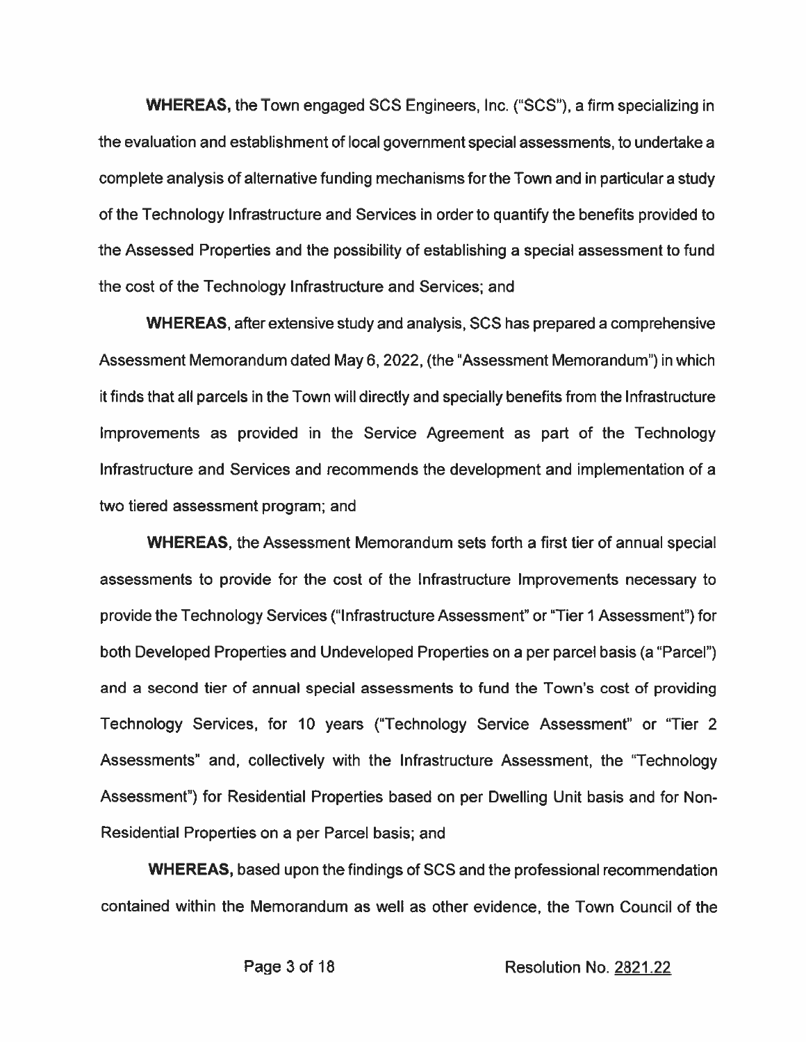**WHEREAS,** the Town engaged SCS Engineers, Inc. ("SCS"), a firm specializing in the evaluation and establishment of local government special assessments, to undertake a complete analysis of alternative funding mechanisms for the Town and in particular a study of the Technology Infrastructure and Services in order to quantify the benefits provided to the Assessed Properties and the possibility of establishing a special assessment to fund the cost of the Technology Infrastructure and Services; and

**WHEREAS**, after extensive study and analysis, SCS has prepared a comprehensive Assessment Memorandum dated May 6, 2022, (the "Assessment Memorandum") in which it finds that all parcels in the Town will directly and specially benefits from the Infrastructure Improvements as provided in the Service Agreement as part of the Technology Infrastructure and Services and recommends the development and implementation of a two tiered assessment program; and

**WHEREAS**, the Assessment Memorandum sets forth a first tier of annual special assessments to provide for the cost of the Infrastructure Improvements necessary to provide the Technology Services ("Infrastructure Assessment" or "Tier 1 Assessment") for both Developed Properties and Undeveloped Properties on a per parcel basis (a "Parcel") and a second tier of annual special assessments to fund the Town's cost of providing Technology Services, for 10 years ("Technology Service Assessment" or "Tier 2 Assessments" and, collectively with the Infrastructure Assessment, the "Technology Assessment") for Residential Properties based on per Dwelling Unit basis and for Non-Residential Properties on a per Parcel basis; and

**WHEREAS,** based upon the findings of SCS and the professional recommendation contained within the Memorandum as well as other evidence, the Town Council of the

Resolution No. 2821.22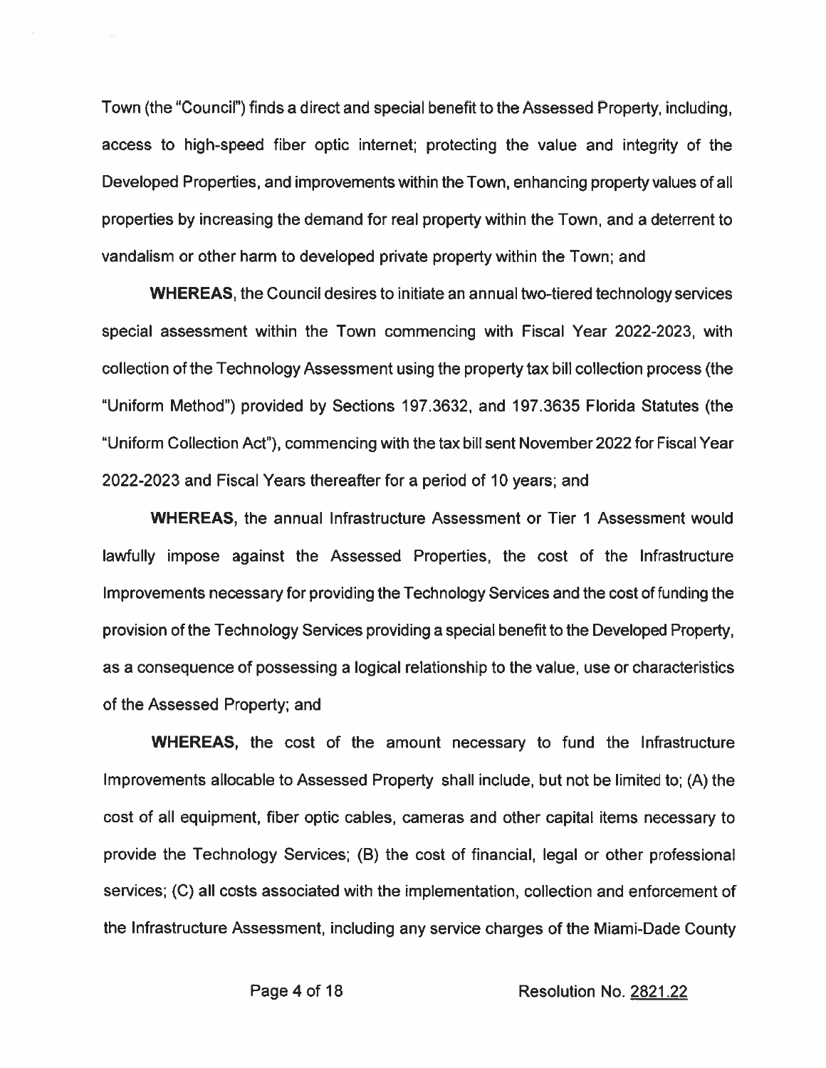Town (the "Council") finds a direct and special benefit to the Assessed Property, including, access to high-speed fiber optic internet; protecting the value and integrity of the Developed Properties, and improvements within the Town, enhancing property values of all properties by increasing the demand for real property within the Town, and a deterrent to vandalism or other harm to developed private property within the Town; and

**WHEREAS**, the Council desires to initiate an annual two-tiered technology services special assessment within the Town commencing with Fiscal Year 2022-2023, with collection of the Technology Assessment using the property tax bill collection process (the "Uniform Method") provided by Sections 197.3632, and 197.3635 Florida Statutes (the "Uniform Collection Act"), commencing with the tax bill sent November 2022 for Fiscal Year 2022-2023 and Fiscal Years thereafter for a period of 10 years; and

**WHEREAS**, the annual Infrastructure Assessment or Tier 1 Assessment would lawfully impose against the Assessed Properties, the cost of the Infrastructure Improvements necessary for providing the Technology Services and the cost of funding the provision of the Technology Services providing a special benefit to the Developed Property, as a consequence of possessing a logical relationship to the value, use or characteristics of the Assessed Property; and

**WHEREAS,** the cost of the amount necessary to fund the Infrastructure Improvements allocable to Assessed Property shall include, but not be limited to; (A) the cost of all equipment, fiber optic cables, cameras and other capital items necessary to provide the Technology Services; (B) the cost of financial, legal or other professional services; (C) all costs associated with the implementation, collection and enforcement of the Infrastructure Assessment, including any service charges of the Miami-Dade County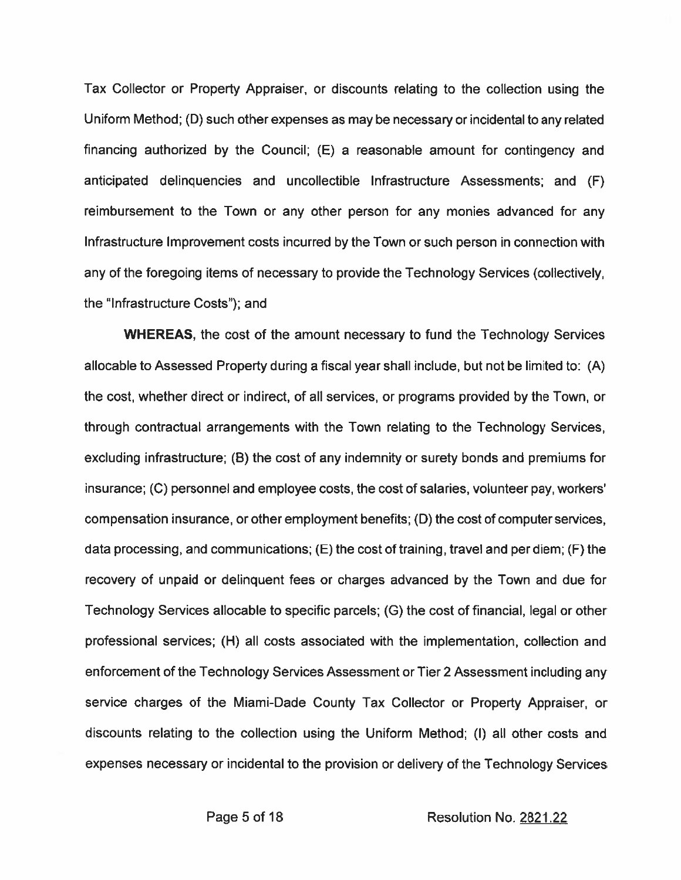Tax Collector or Property Appraiser, or discounts relating to the collection using the Uniform Method; (D) such other expenses as may be necessary or incidental to any related financing authorized by the Council; (E) a reasonable amount for contingency and anticipated delinquencies and uncollectible Infrastructure Assessments; and (F) reimbursement to the Town or any other person for any monies advanced for any Infrastructure Improvement costs incurred by the Town or such person in connection with any of the foregoing items of necessary to provide the Technology Services (collectively, the "Infrastructure Costs"); and

**WHEREAS**, the cost of the amount necessary to fund the Technology Services allocable to Assessed Property during a fiscal year shall include, but not be limited to: (A) the cost, whether direct or indirect, of all services, or programs provided by the Town, or through contractual arrangements with the Town relating to the Technology Services, excluding infrastructure; (B) the cost of any indemnity or surety bonds and premiums for insurance; (C) personnel and employee costs, the cost of salaries, volunteer pay, workers' compensation insurance, or other employment benefits; (D) the cost of computer services, data processing, and communications; (E) the cost of training, travel and per diem; (F) the recovery of unpaid or delinquent fees or charges advanced by the Town and due for Technology Services allocable to specific parcels; (G) the cost of financial, legal or other professional services; (H) all costs associated with the implementation, collection and enforcement of the Technology Services Assessment or Tier 2 Assessment including any service charges of the Miami-Dade County Tax Collector or Property Appraiser, or discounts relating to the collection using the Uniform Method; (I) all other costs and expenses necessary or incidental to the provision or delivery of the Technology Services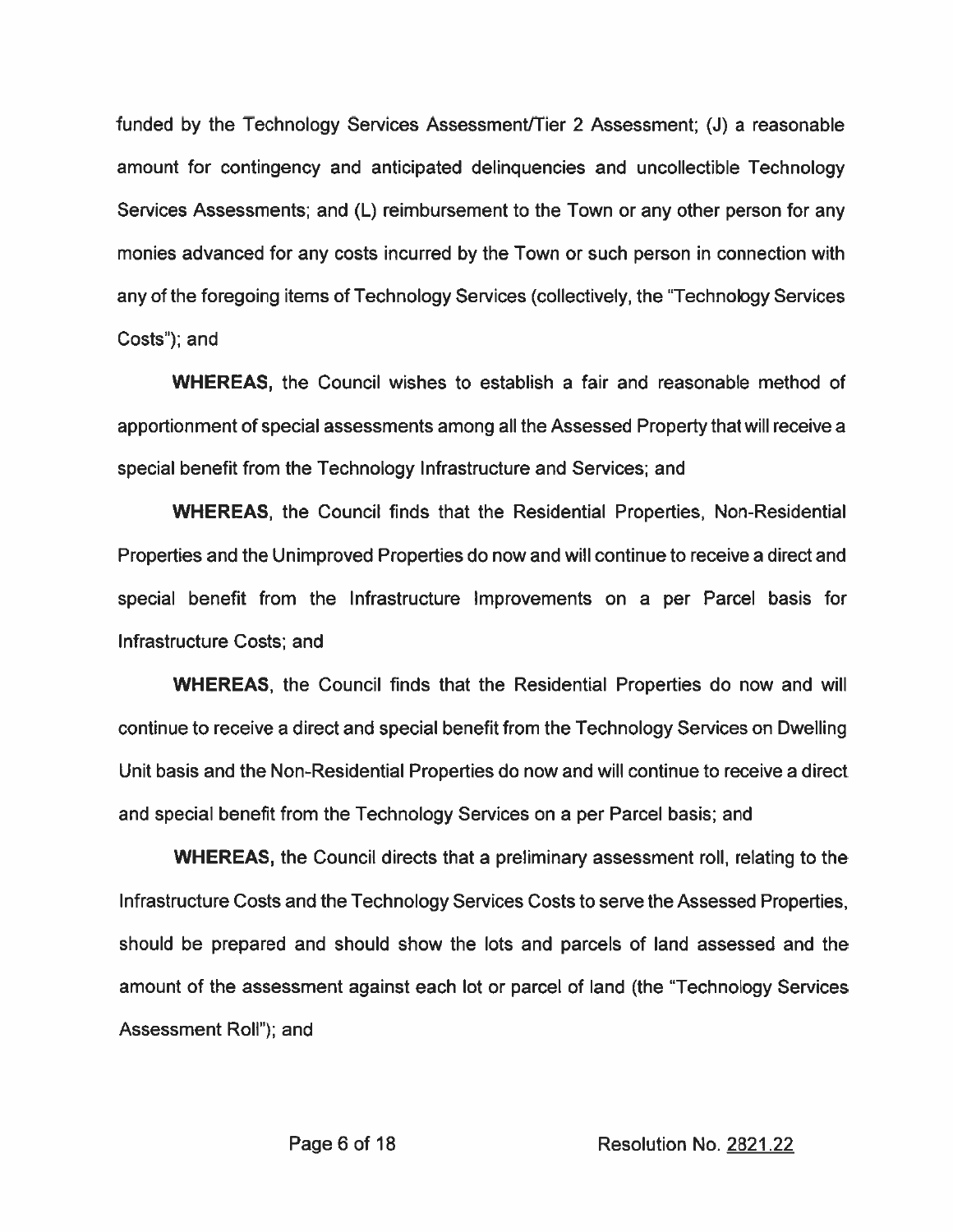funded by the Technology Services Assessment/Tier 2 Assessment; (J) a reasonable amount for contingency and anticipated delinquencies and uncollectible Technology Services Assessments; and (L) reimbursement to the Town or any other person for any monies advanced for any costs incurred by the Town or such person in connection with any of the foregoing items of Technology Services (collectively, the "Technology Services Costs"); and

**WHEREAS,** the Council wishes to establish a fair and reasonable method of apportionment of special assessments among all the Assessed Property that will receive a special benefit from the Technology Infrastructure and Services; and

**WHEREAS**, the Council finds that the Residential Properties, Non-Residential Properties and the Unimproved Properties do now and will continue to receive a direct and special benefit from the Infrastructure Improvements on a per Parcel basis for Infrastructure Costs; and

**WHEREAS**, the Council finds that the Residential Properties do now and will continue to receive a direct and special benefit from the Technology Services on Dwelling Unit basis and the Non-Residential Properties do now and will continue to receive a direct and special benefit from the Technology Services on a per Parcel basis; and

**WHEREAS,** the Council directs that a preliminary assessment roll, relating to the Infrastructure Costs and the Technology Services Costs to serve the Assessed Properties, should be prepared and should show the lots and parcels of land assessed and the amount of the assessment against each lot or parcel of land (the "Technology Services Assessment Roll"); and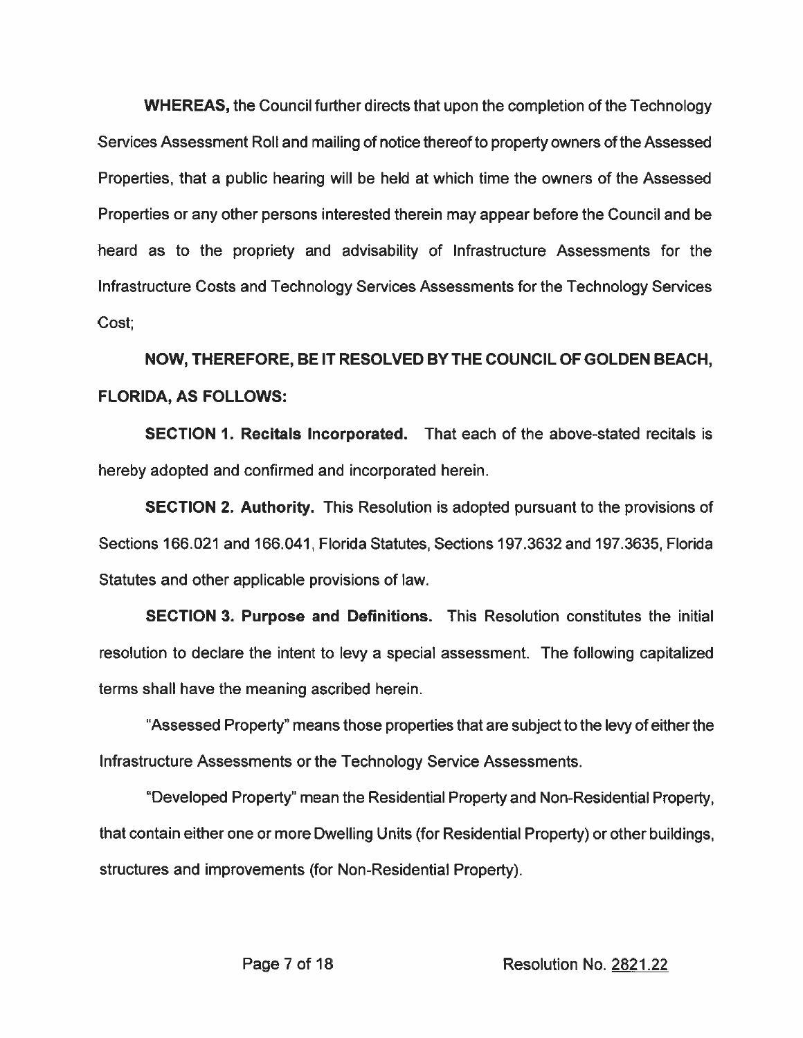**WHEREAS,** the Council further directs that upon the completion of the Technology Services Assessment Roll and mailing of notice thereof to property owners of the Assessed Properties, that a public hearing will be held at which time the owners of the Assessed Properties or any other persons interested therein may appear before the Council and be heard as to the propriety and advisability of Infrastructure Assessments for the Infrastructure Costs and Technology Services Assessments for the Technology Services Cost;

**NOW, THEREFORE, BE IT RESOLVED BY THE COUNCIL OF GOLDEN BEACH, FLORIDA, AS FOLLOWS:**

**SECTION 1. Recitals Incorporated.** That each of the above-stated recitals is hereby adopted and confirmed and incorporated herein.

**SECTION 2. Authority.** This Resolution is adopted pursuant to the provisions of Sections 166.021 and 166.041, Florida Statutes, Sections 197.3632 and 197.3635, Florida Statutes and other applicable provisions of law.

**SECTION 3. Purpose and Definitions.** This Resolution constitutes the initial resolution to declare the intent to levy a special assessment. The following capitalized terms shall have the meaning ascribed herein.

"Assessed Property" means those properties that are subject to the levy of either the Infrastructure Assessments or the Technology Service Assessments.

"Developed Property" mean the Residential Property and Non-Residential Property, that contain either one or more Dwelling Units (for Residential Property) or other buildings, structures and improvements (for Non-Residential Property).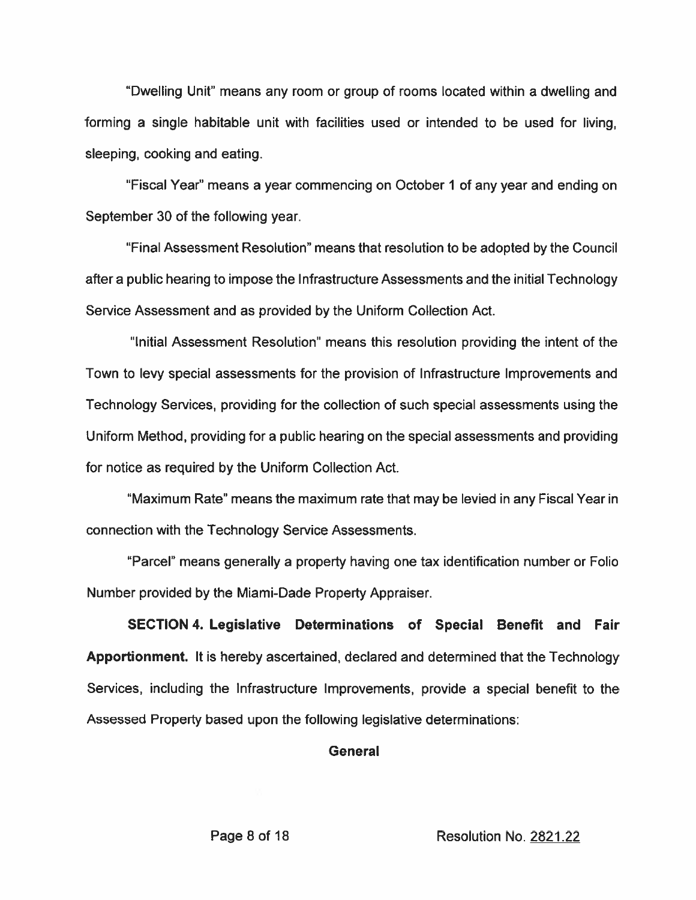"Dwelling Unit" means any room or group of rooms located within a dwelling and forming a single habitable unit with facilities used or intended to be used for living, sleeping, cooking and eating.

"Fiscal Year" means a year commencing on October 1 of any year and ending on September 30 of the following year.

"Final Assessment Resolution" means that resolution to be adopted by the Council after a public hearing to impose the Infrastructure Assessments and the initial Technology Service Assessment and as provided by the Uniform Collection Act.

"Initial Assessment Resolution" means this resolution providing the intent of the Town to levy special assessments for the provision of Infrastructure Improvements and Technology Services, providing for the collection of such special assessments using the Uniform Method, providing for a public hearing on the special assessments and providing for notice as required by the Uniform Collection Act.

"Maximum Rate" means the maximum rate that may be levied in any Fiscal Year in connection with the Technology Service Assessments.

"Parcel" means generally a property having one tax identification number or Folio Number provided by the Miami-Dade Property Appraiser.

**SECTION 4. Legislative Determinations of Special Benefit and Fair Apportionment.** It is hereby ascertained, declared and determined that the Technology Services, including the Infrastructure Improvements, provide a special benefit to the Assessed Property based upon the following legislative determinations:

**General**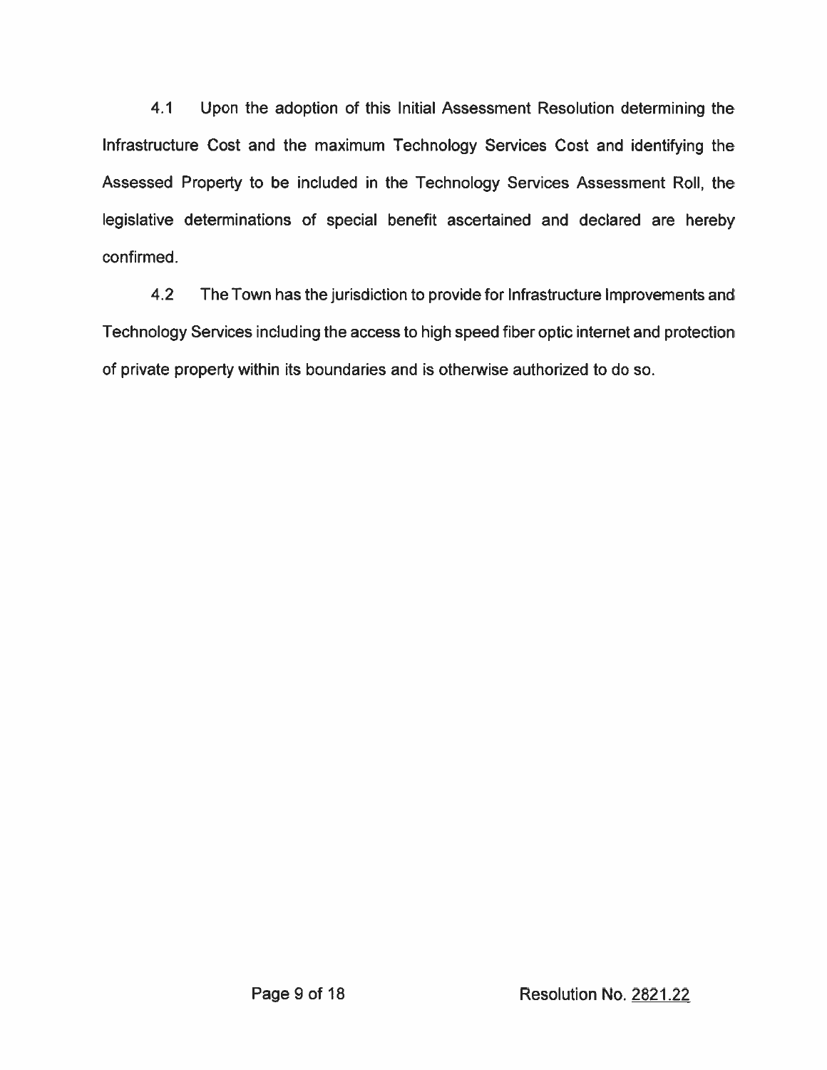4.1 Upon the adoption of this Initial Assessment Resolution determining the Infrastructure Cost and the maximum Technology Services Cost and identifying the Assessed Property to be included in the Technology Services Assessment Roll, the legislative determinations of special benefit ascertained and declared are hereby confirmed.

4.2 The Town has the jurisdiction to provide for Infrastructure Improvements and Technology Services including the access to high speed fiber optic internet and protection of private property within its boundaries and is otherwise authorized to do so.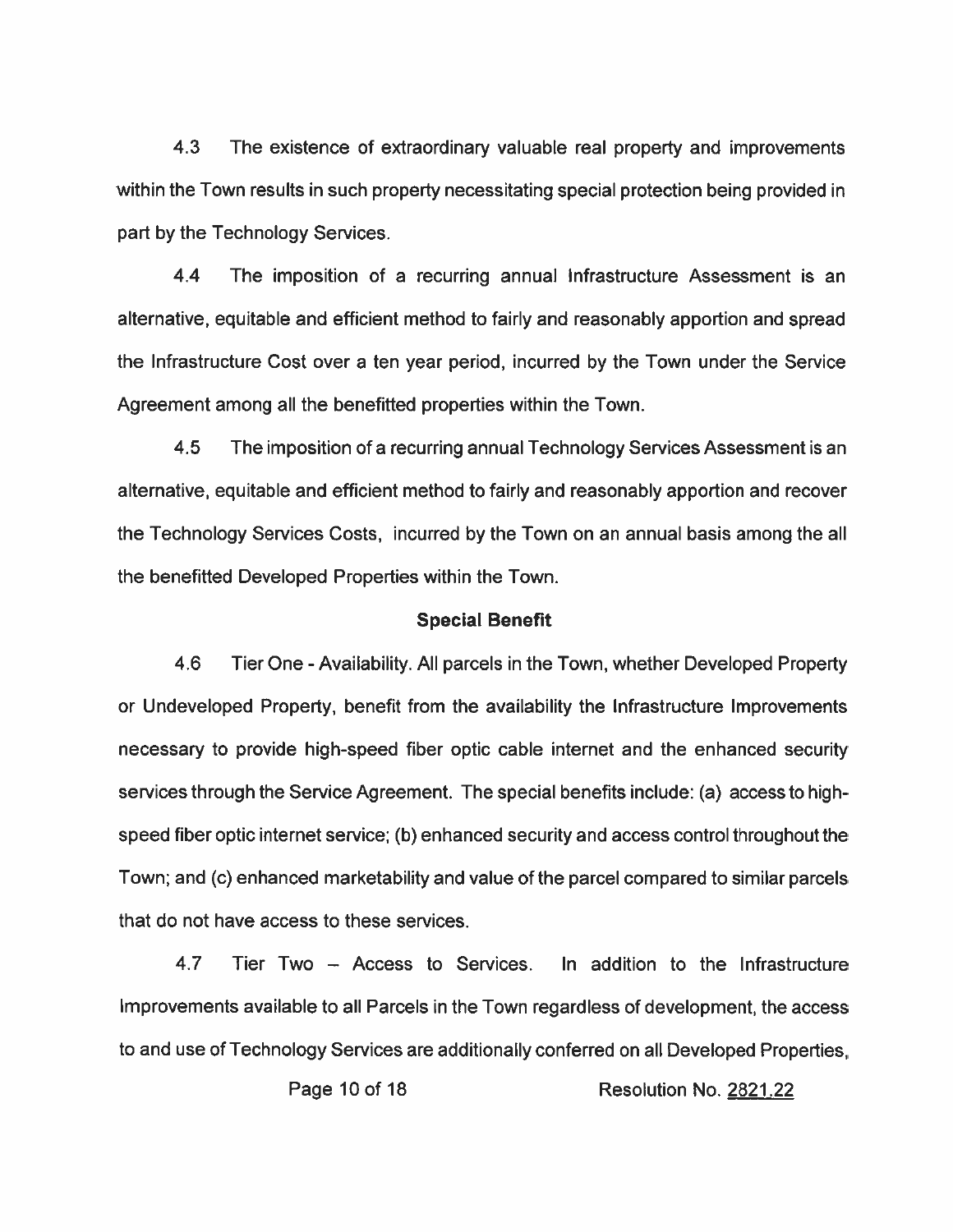4.3 The existence of extraordinary valuable real property and improvements within the Town results in such property necessitating special protection being provided in part by the Technology Services.

4.4 The imposition of a recurring annual Infrastructure Assessment is an alternative, equitable and efficient method to fairly and reasonably apportion and spread the Infrastructure Cost over a ten year period, incurred by the Town under the Service Agreement among all the benefitted properties within the Town.

4.5 The imposition of a recurring annual Technology Services Assessment is an alternative, equitable and efficient method to fairly and reasonably apportion and recover the Technology Services Costs, incurred by the Town on an annual basis among the all the benefitted Developed Properties within the Town.

**Special Benefit**

4.6 Tier One - Availability. All parcels in the Town, whether Developed Property or Undeveloped Property, benefit from the availability the Infrastructure Improvements necessary to provide high-speed fiber optic cable internet and the enhanced security services through the Service Agreement. The special benefits include: (a) access to high-speed fiber optic internet service; (b) enhanced security and access control throughout the Town; and (c) enhanced marketability and value of the parcel compared to similar parcels that do not have access to these services.

4.7 Tier Two – Access to Services. In addition to the Infrastructure Improvements available to all Parcels in the Town regardless of development, the access to and use of Technology Services are additionally conferred on all Developed Properties,

Resolution No. 2821.22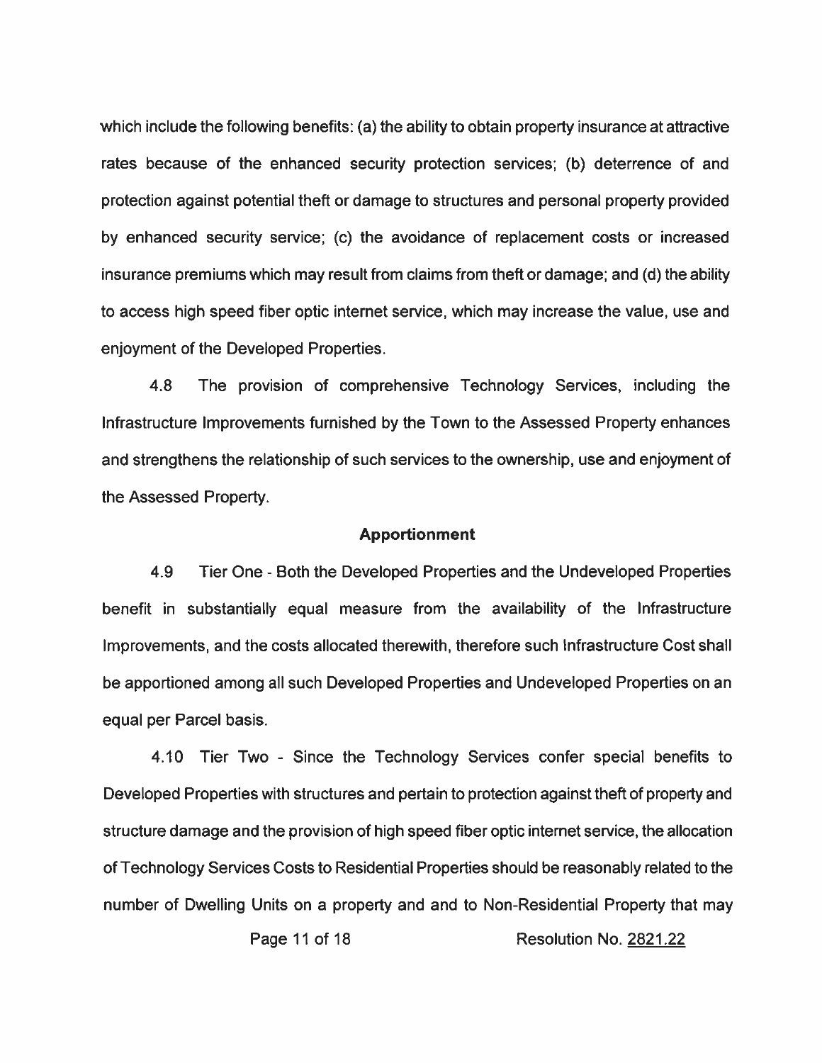which include the following benefits: (a) the ability to obtain property insurance at attractive rates because of the enhanced security protection services; (b) deterrence of and protection against potential theft or damage to structures and personal property provided by enhanced security service; (c) the avoidance of replacement costs or increased insurance premiums which may result from claims from theft or damage; and (d) the ability to access high speed fiber optic internet service, which may increase the value, use and enjoyment of the Developed Properties.

4.8 The provision of comprehensive Technology Services, including the Infrastructure Improvements furnished by the Town to the Assessed Property enhances and strengthens the relationship of such services to the ownership, use and enjoyment of the Assessed Property.

**Apportionment**

4.9 Tier One - Both the Developed Properties and the Undeveloped Properties benefit in substantially equal measure from the availability of the Infrastructure Improvements, and the costs allocated therewith, therefore such Infrastructure Cost shall be apportioned among all such Developed Properties and Undeveloped Properties on an equal per Parcel basis.

4.10 Tier Two - Since the Technology Services confer special benefits to Developed Properties with structures and pertain to protection against theft of property and structure damage and the provision of high speed fiber optic internet service, the allocation of Technology Services Costs to Residential Properties should be reasonably related to the number of Dwelling Units on a property and and to Non-Residential Property that may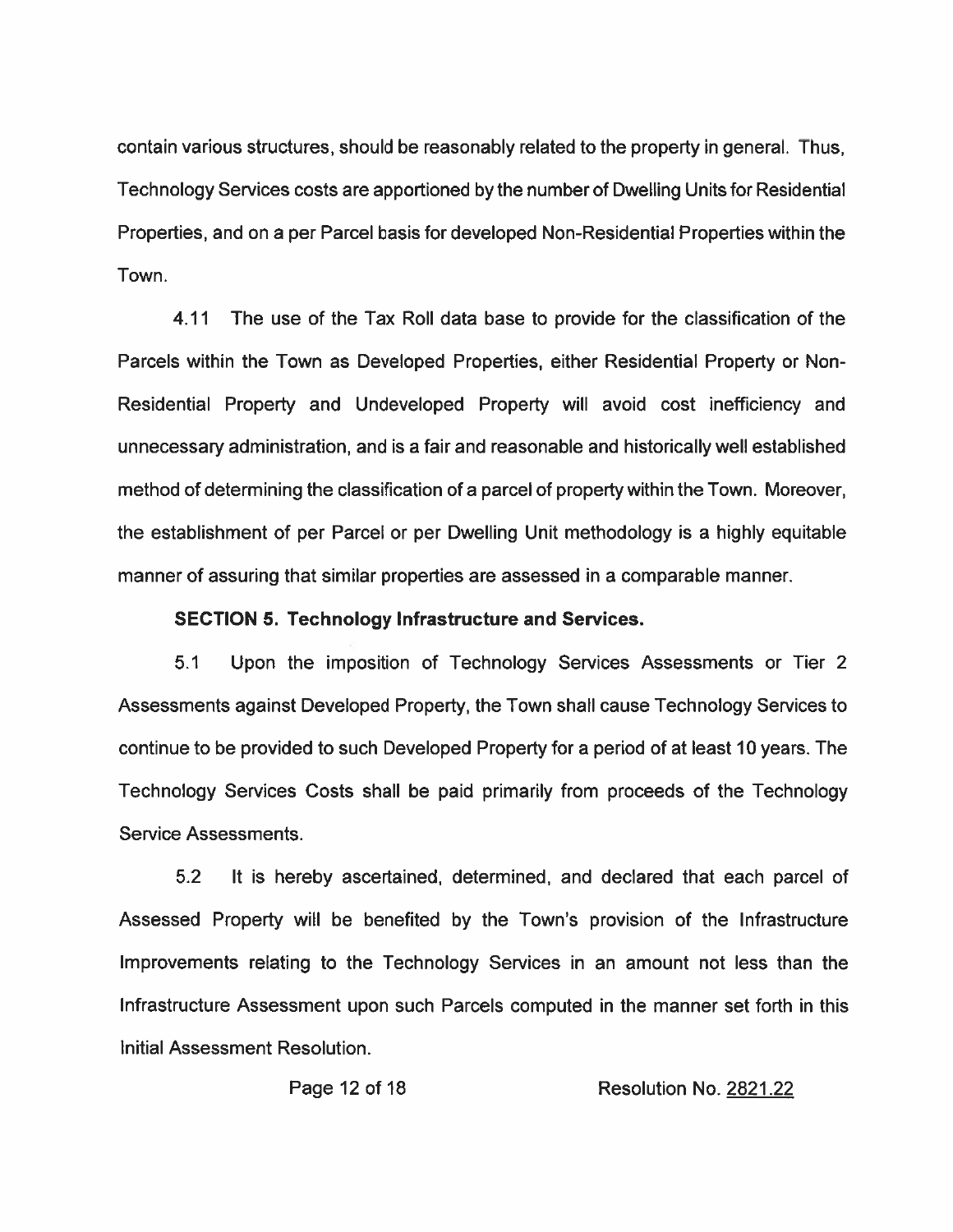contain various structures, should be reasonably related to the property in general. Thus, Technology Services costs are apportioned by the number of Dwelling Units for Residential Properties, and on a per Parcel basis for developed Non-Residential Properties within the Town.

4.11 The use of the Tax Roll data base to provide for the classification of the Parcels within the Town as Developed Properties, either Residential Property or Non-Residential Property and Undeveloped Property will avoid cost inefficiency and unnecessary administration, and is a fair and reasonable and historically well established method of determining the classification of a parcel of property within the Town. Moreover, the establishment of per Parcel or per Dwelling Unit methodology is a highly equitable manner of assuring that similar properties are assessed in a comparable manner.

**SECTION 5. Technology Infrastructure and Services.**

5.1 Upon the imposition of Technology Services Assessments or Tier 2 Assessments against Developed Property, the Town shall cause Technology Services to continue to be provided to such Developed Property for a period of at least 10 years. The Technology Services Costs shall be paid primarily from proceeds of the Technology Service Assessments.

5.2 It is hereby ascertained, determined, and declared that each parcel of Assessed Property will be benefited by the Town's provision of the Infrastructure Improvements relating to the Technology Services in an amount not less than the Infrastructure Assessment upon such Parcels computed in the manner set forth in this Initial Assessment Resolution.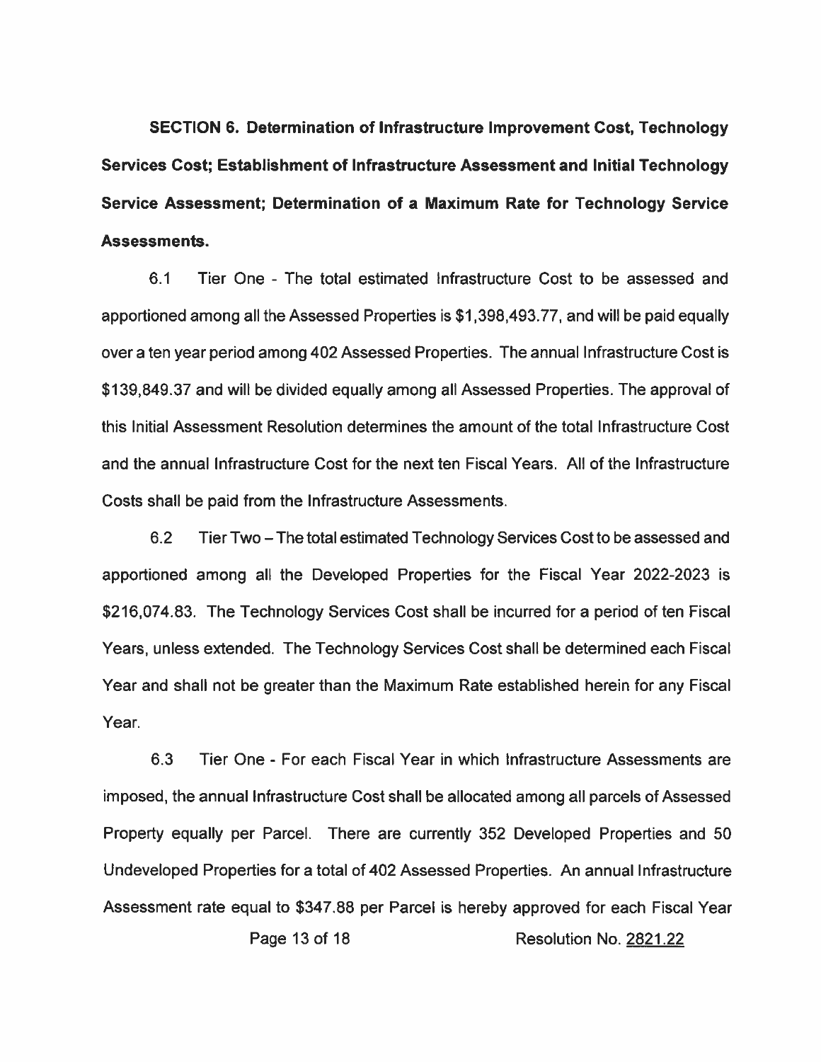**SECTION 6. Determination of Infrastructure Improvement Cost, Technology Services Cost; Establishment of Infrastructure Assessment and Initial Technology Service Assessment; Determination of a Maximum Rate for Technology Service Assessments.**

6.1 Tier One - The total estimated Infrastructure Cost to be assessed and apportioned among all the Assessed Properties is $1,398,493.77, and will be paid equally over a ten year period among 402 Assessed Properties. The annual Infrastructure Cost is $139,849.37 and will be divided equally among all Assessed Properties. The approval of this Initial Assessment Resolution determines the amount of the total Infrastructure Cost and the annual Infrastructure Cost for the next ten Fiscal Years. All of the Infrastructure Costs shall be paid from the Infrastructure Assessments.

6.2 Tier Two – The total estimated Technology Services Cost to be assessed and apportioned among all the Developed Properties for the Fiscal Year 2022-2023 is $216,074.83. The Technology Services Cost shall be incurred for a period of ten Fiscal Years, unless extended. The Technology Services Cost shall be determined each Fiscal Year and shall not be greater than the Maximum Rate established herein for any Fiscal Year.

6.3 Tier One - For each Fiscal Year in which Infrastructure Assessments are imposed, the annual Infrastructure Cost shall be allocated among all parcels of Assessed Property equally per Parcel. There are currently 352 Developed Properties and 50 Undeveloped Properties for a total of 402 Assessed Properties. An annual Infrastructure Assessment rate equal to $347.88 per Parcel is hereby approved for each Fiscal Year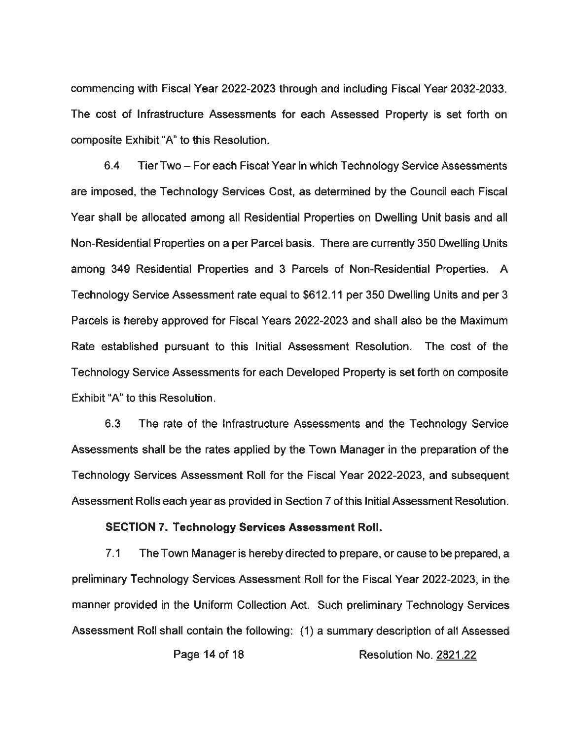commencing with Fiscal Year 2022-2023 through and including Fiscal Year 2032-2033. The cost of Infrastructure Assessments for each Assessed Property is set forth on composite Exhibit "A" to this Resolution.

6.4 Tier Two – For each Fiscal Year in which Technology Service Assessments are imposed, the Technology Services Cost, as determined by the Council each Fiscal Year shall be allocated among all Residential Properties on Dwelling Unit basis and all Non-Residential Properties on a per Parcel basis. There are currently 350 Dwelling Units among 349 Residential Properties and 3 Parcels of Non-Residential Properties. A Technology Service Assessment rate equal to $612.11 per 350 Dwelling Units and per 3 Parcels is hereby approved for Fiscal Years 2022-2023 and shall also be the Maximum Rate established pursuant to this Initial Assessment Resolution. The cost of the Technology Service Assessments for each Developed Property is set forth on composite Exhibit "A" to this Resolution.

6.3 The rate of the Infrastructure Assessments and the Technology Service Assessments shall be the rates applied by the Town Manager in the preparation of the Technology Services Assessment Roll for the Fiscal Year 2022-2023, and subsequent Assessment Rolls each year as provided in Section 7 of this Initial Assessment Resolution.

**SECTION 7. Technology Services Assessment Roll.**

7.1 The Town Manager is hereby directed to prepare, or cause to be prepared, a preliminary Technology Services Assessment Roll for the Fiscal Year 2022-2023, in the manner provided in the Uniform Collection Act. Such preliminary Technology Services Assessment Roll shall contain the following: (1) a summary description of all Assessed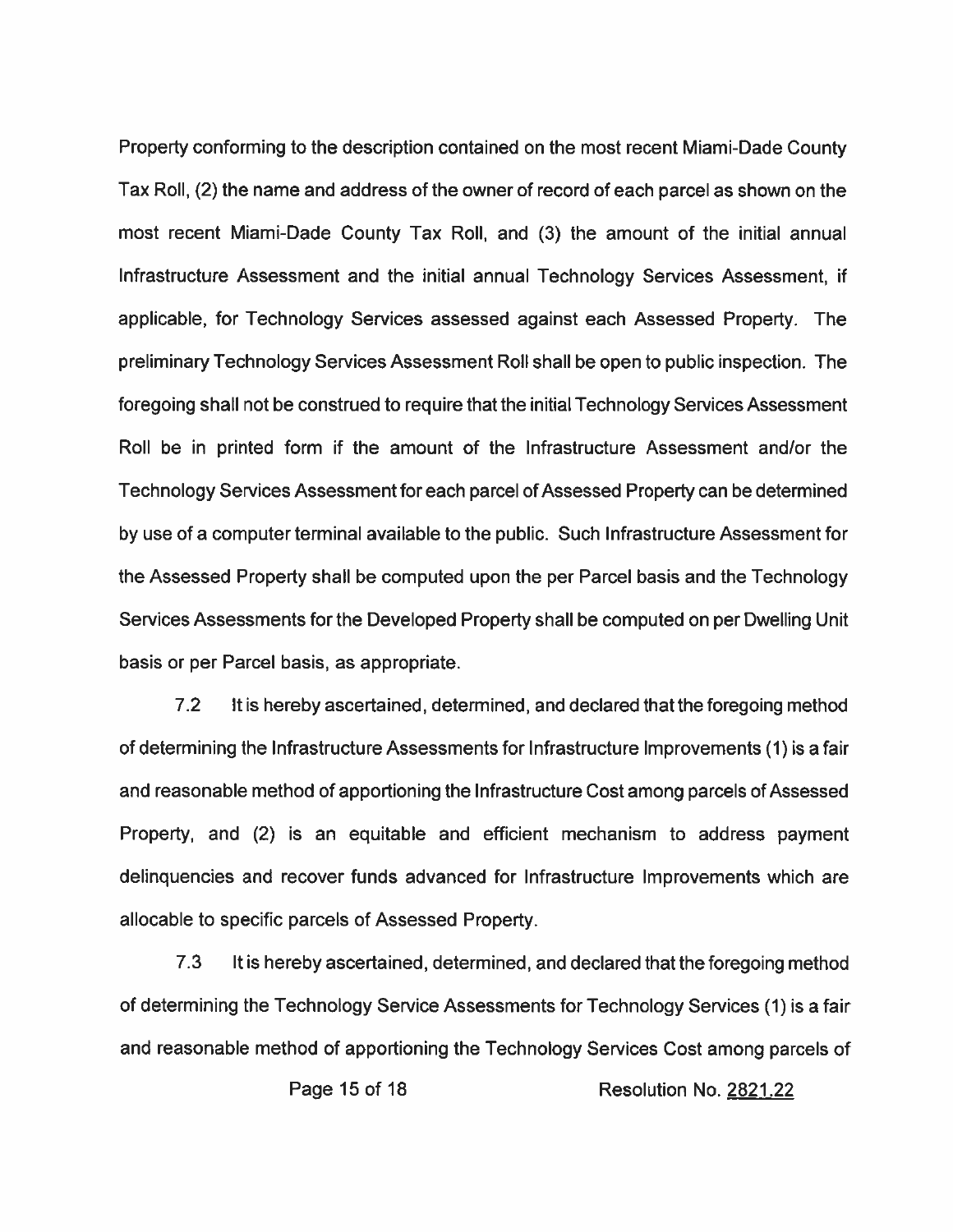Property conforming to the description contained on the most recent Miami-Dade County Tax Roll, (2) the name and address of the owner of record of each parcel as shown on the most recent Miami-Dade County Tax Roll, and (3) the amount of the initial annual Infrastructure Assessment and the initial annual Technology Services Assessment, if applicable, for Technology Services assessed against each Assessed Property. The preliminary Technology Services Assessment Roll shall be open to public inspection. The foregoing shall not be construed to require that the initial Technology Services Assessment Roll be in printed form if the amount of the Infrastructure Assessment and/or the Technology Services Assessment for each parcel of Assessed Property can be determined by use of a computer terminal available to the public. Such Infrastructure Assessment for the Assessed Property shall be computed upon the per Parcel basis and the Technology Services Assessments for the Developed Property shall be computed on per Dwelling Unit basis or per Parcel basis, as appropriate.

7.2 It is hereby ascertained, determined, and declared that the foregoing method of determining the Infrastructure Assessments for Infrastructure Improvements (1) is a fair and reasonable method of apportioning the Infrastructure Cost among parcels of Assessed Property, and (2) is an equitable and efficient mechanism to address payment delinquencies and recover funds advanced for Infrastructure Improvements which are allocable to specific parcels of Assessed Property.

7.3 It is hereby ascertained, determined, and declared that the foregoing method of determining the Technology Service Assessments for Technology Services (1) is a fair and reasonable method of apportioning the Technology Services Cost among parcels of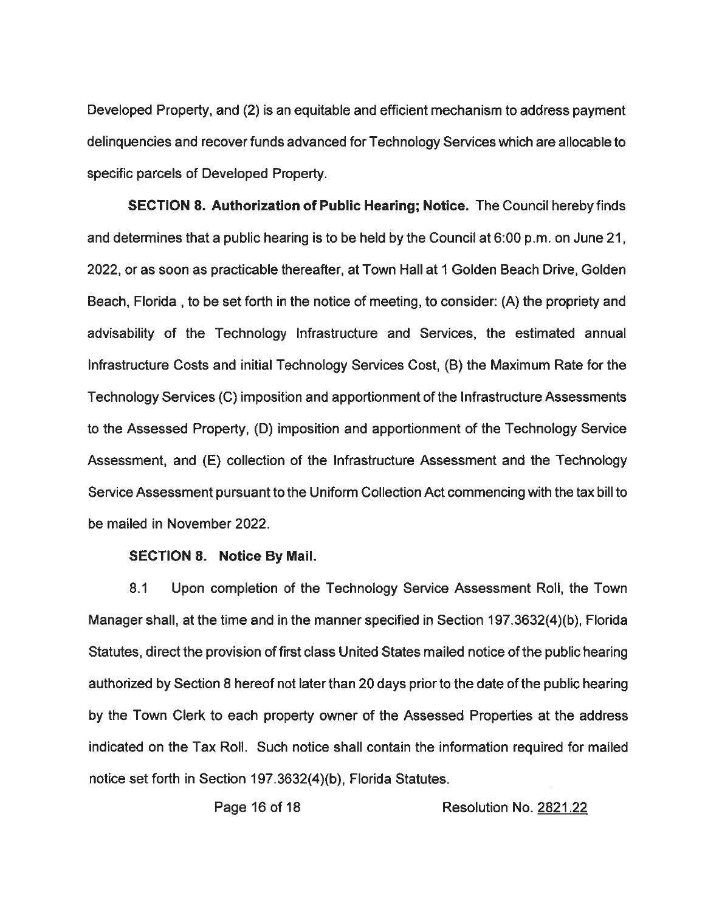Developed Property, and (2) is an equitable and efficient mechanism to address payment delinquencies and recover funds advanced for Technology Services which are allocable to specific parcels of Developed Property.

**SECTION 8. Authorization of Public Hearing; Notice.** The Council hereby finds and determines that a public hearing is to be held by the Council at 6:00 p.m. on June 21, 2022, or as soon as practicable thereafter, at Town Hall at 1 Golden Beach Drive, Golden Beach, Florida , to be set forth in the notice of meeting, to consider: (A) the propriety and advisability of the Technology Infrastructure and Services, the estimated annual Infrastructure Costs and initial Technology Services Cost, (B) the Maximum Rate for the Technology Services (C) imposition and apportionment of the Infrastructure Assessments to the Assessed Property, (D) imposition and apportionment of the Technology Service Assessment, and (E) collection of the Infrastructure Assessment and the Technology Service Assessment pursuant to the Uniform Collection Act commencing with the tax bill to be mailed in November 2022.

**SECTION 8. Notice By Mail.**

8.1 Upon completion of the Technology Service Assessment Roll, the Town Manager shall, at the time and in the manner specified in Section 197.3632(4)(b), Florida Statutes, direct the provision of first class United States mailed notice of the public hearing authorized by Section 8 hereof not later than 20 days prior to the date of the public hearing by the Town Clerk to each property owner of the Assessed Properties at the address indicated on the Tax Roll. Such notice shall contain the information required for mailed notice set forth in Section 197.3632(4)(b), Florida Statutes.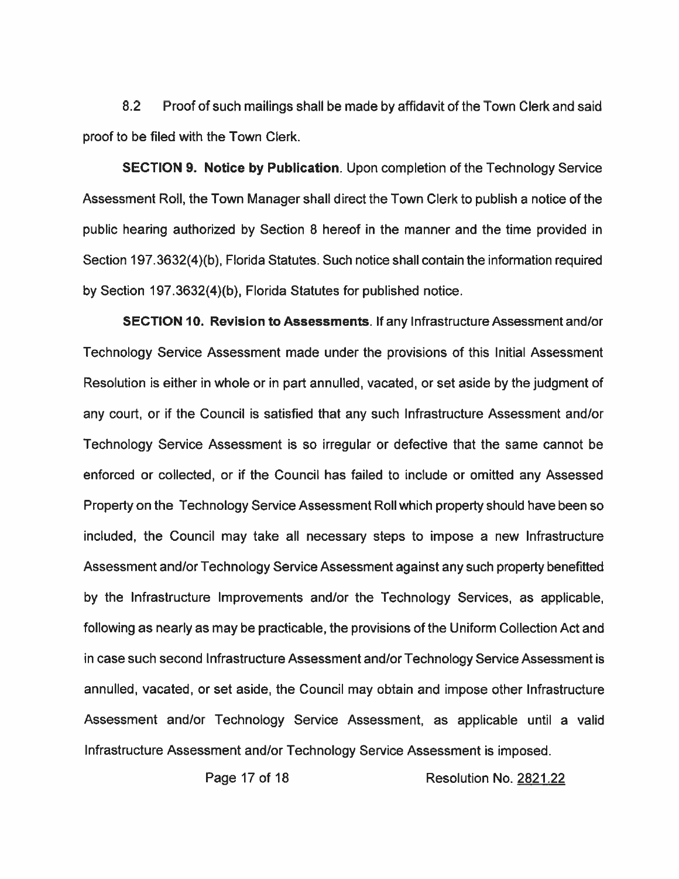8.2 Proof of such mailings shall be made by affidavit of the Town Clerk and said proof to be filed with the Town Clerk.

**SECTION 9. Notice by Publication**. Upon completion of the Technology Service Assessment Roll, the Town Manager shall direct the Town Clerk to publish a notice of the public hearing authorized by Section 8 hereof in the manner and the time provided in Section 197.3632(4)(b), Florida Statutes. Such notice shall contain the information required by Section 197.3632(4)(b), Florida Statutes for published notice.

**SECTION 10. Revision to Assessments**. If any Infrastructure Assessment and/or Technology Service Assessment made under the provisions of this Initial Assessment Resolution is either in whole or in part annulled, vacated, or set aside by the judgment of any court, or if the Council is satisfied that any such Infrastructure Assessment and/or Technology Service Assessment is so irregular or defective that the same cannot be enforced or collected, or if the Council has failed to include or omitted any Assessed Property on the Technology Service Assessment Roll which property should have been so included, the Council may take all necessary steps to impose a new Infrastructure Assessment and/or Technology Service Assessment against any such property benefitted by the Infrastructure Improvements and/or the Technology Services, as applicable, following as nearly as may be practicable, the provisions of the Uniform Collection Act and in case such second Infrastructure Assessment and/or Technology Service Assessment is annulled, vacated, or set aside, the Council may obtain and impose other Infrastructure Assessment and/or Technology Service Assessment, as applicable until a valid Infrastructure Assessment and/or Technology Service Assessment is imposed.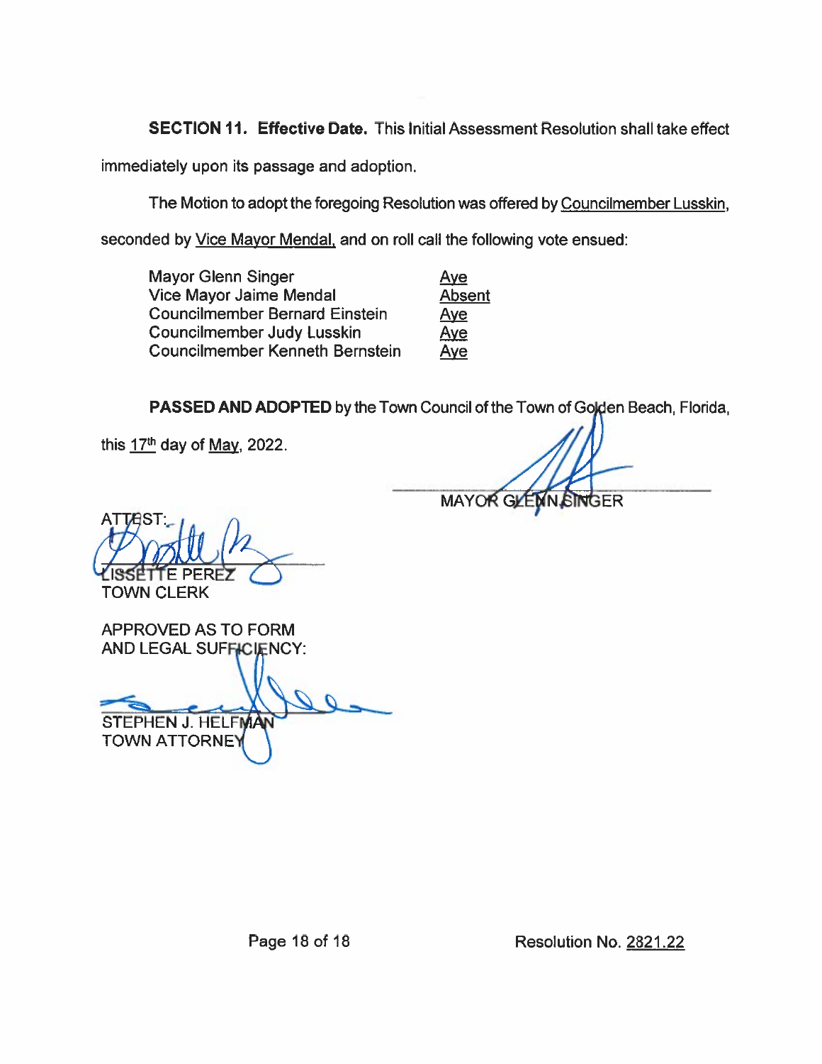**SECTION 11. Effective Date.** This Initial Assessment Resolution shall take effect immediately upon its passage and adoption.

The Motion to adopt the foregoing Resolution was offered by Councilmember Lusskin, seconded by Vice Mayor Mendal, and on roll call the following vote ensued:

| | |
|---|---|
| Mayor Glenn Singer | Aye |
| Vice Mayor Jaime Mendal | Absent |
| Councilmember Bernard Einstein | Aye |
| Councilmember Judy Lusskin | Aye |
| Councilmember Kenneth Bernstein | Aye |

**PASSED AND ADOPTED** by the Town Council of the Town of Golden Beach, Florida, this 17th day of May, 2022.

MAYOR GLENN SINGER

ATTEST:

LISSETTE PEREZ
TOWN CLERK

APPROVED AS TO FORM
AND LEGAL SUFFICIENCY:

STEPHEN J. HELFMAN
TOWN ATTORNEY

Resolution No. 2821.22